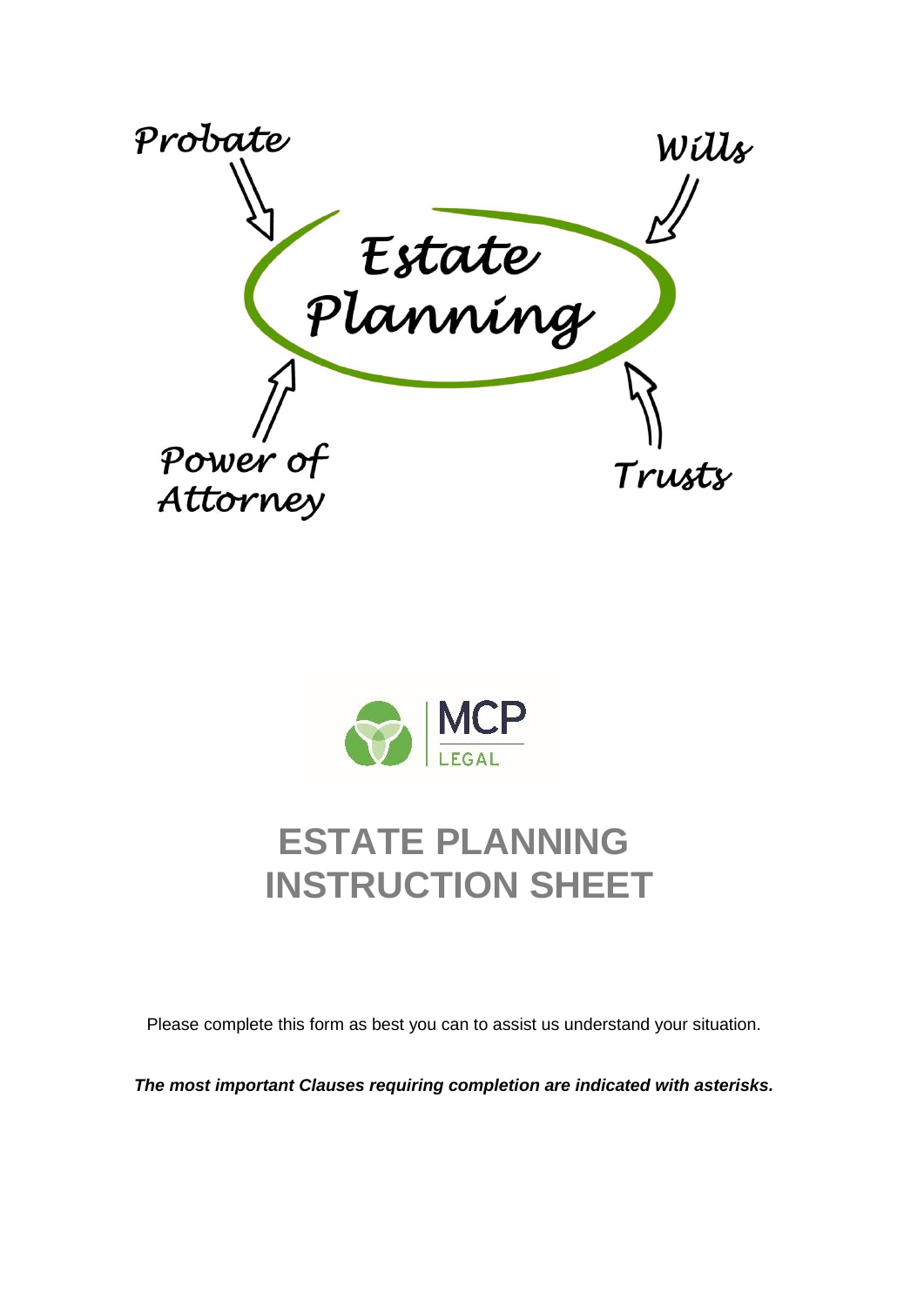Probate

Wills

Estate Planning

Power of Attorney

Trusts

MCP LEGAL

# ESTATE PLANNING INSTRUCTION SHEET

Please complete this form as best you can to assist us understand your situation.

***The most important Clauses requiring completion are indicated with asterisks.***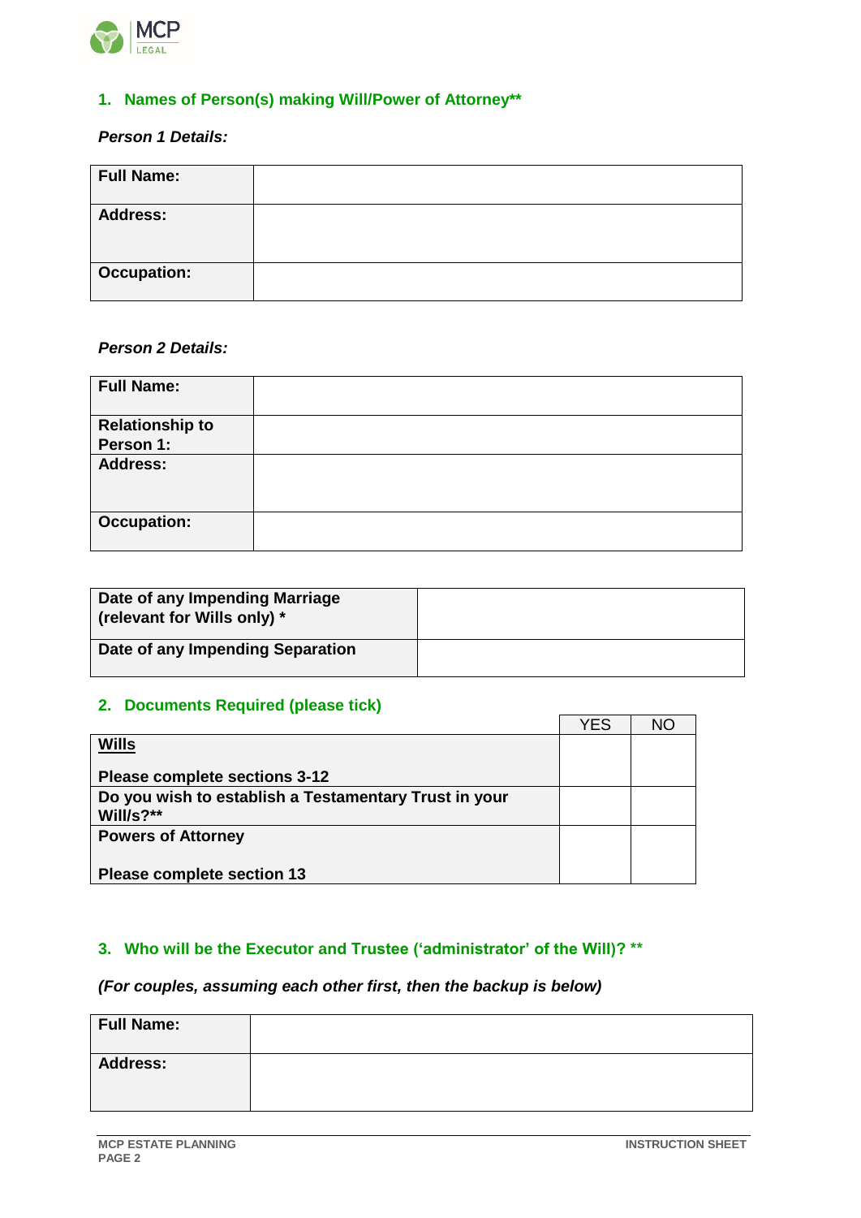## 1. Names of Person(s) making Will/Power of Attorney**

***Person 1 Details:***

| **Full Name:** | |
|---|---|
| **Address:** | |
| **Occupation:** | |

***Person 2 Details:***

| **Full Name:** | |
|---|---|
| **Relationship to Person 1:** | |
| **Address:** | |
| **Occupation:** | |

| **Date of any Impending Marriage (relevant for Wills only) *** | |
|---|---|
| **Date of any Impending Separation** | |

## 2. Documents Required (please tick)

| | YES | NO |
|---|---|---|
| **<u>Wills</u>**<br><br>**Please complete sections 3-12** | | |
| **Do you wish to establish a Testamentary Trust in your Will/s?**** | | |
| **Powers of Attorney**<br><br>**Please complete section 13** | | |

## 3. Who will be the Executor and Trustee ('administrator' of the Will)? **

***(For couples, assuming each other first, then the backup is below)***

| **Full Name:** | |
|---|---|
| **Address:** | |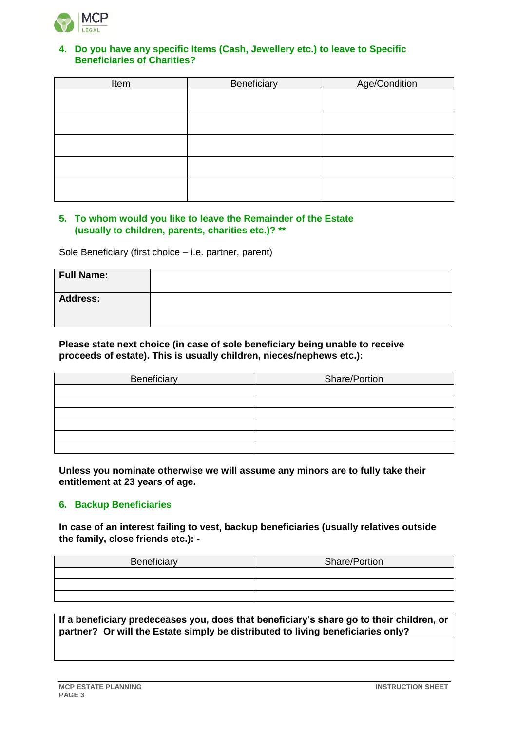## 4. Do you have any specific Items (Cash, Jewellery etc.) to leave to Specific Beneficiaries of Charities?

| Item | Beneficiary | Age/Condition |
|---|---|---|
| | | |
| | | |
| | | |
| | | |
| | | |

## 5. To whom would you like to leave the Remainder of the Estate (usually to children, parents, charities etc.)? **

Sole Beneficiary (first choice – i.e. partner, parent)

| **Full Name:** | |
|---|---|
| **Address:** | |

**Please state next choice (in case of sole beneficiary being unable to receive proceeds of estate). This is usually children, nieces/nephews etc.):**

| Beneficiary | Share/Portion |
|---|---|
| | |
| | |
| | |
| | |
| | |
| | |

**Unless you nominate otherwise we will assume any minors are to fully take their entitlement at 23 years of age.**

## 6. Backup Beneficiaries

**In case of an interest failing to vest, backup beneficiaries (usually relatives outside the family, close friends etc.): -**

| Beneficiary | Share/Portion |
|---|---|
| | |
| | |
| | |

| **If a beneficiary predeceases you, does that beneficiary's share go to their children, or partner? Or will the Estate simply be distributed to living beneficiaries only?** |
|---|
| |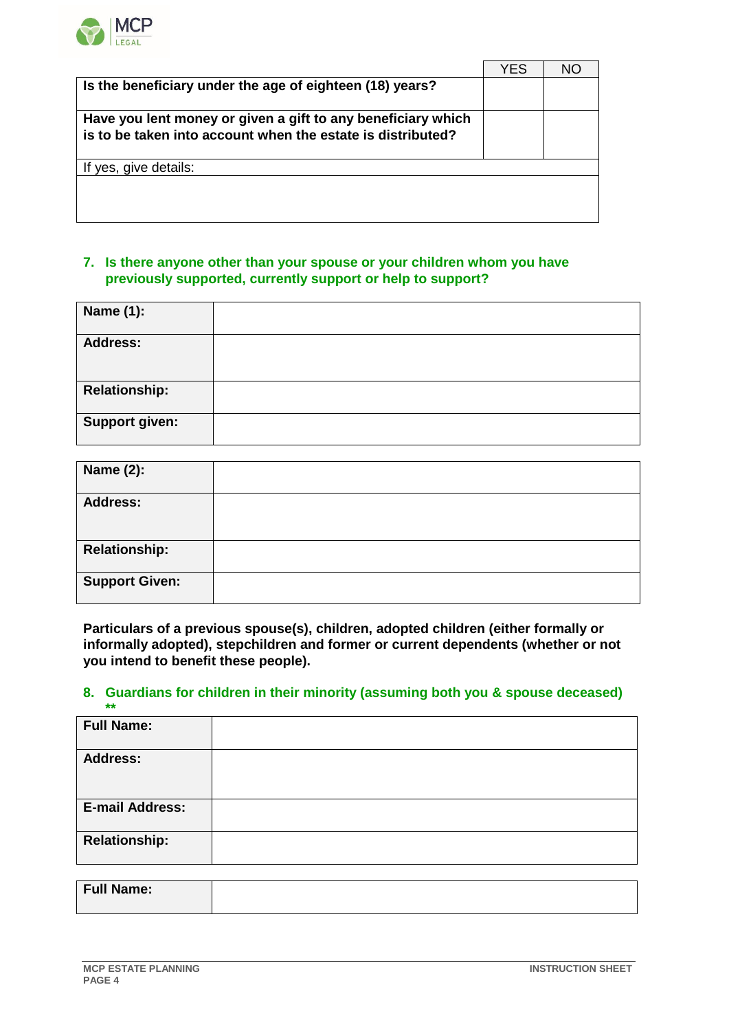| | YES | NO |
|---|---|---|
| **Is the beneficiary under the age of eighteen (18) years?** | | |
| **Have you lent money or given a gift to any beneficiary which is to be taken into account when the estate is distributed?** | | |
| If yes, give details: | | |
| | | |

## 7. Is there anyone other than your spouse or your children whom you have previously supported, currently support or help to support?

| **Name (1):** | |
|---|---|
| **Address:** | |
| **Relationship:** | |
| **Support given:** | |

| **Name (2):** | |
|---|---|
| **Address:** | |
| **Relationship:** | |
| **Support Given:** | |

**Particulars of a previous spouse(s), children, adopted children (either formally or informally adopted), stepchildren and former or current dependents (whether or not you intend to benefit these people).**

## 8. Guardians for children in their minority (assuming both you & spouse deceased) **

| **Full Name:** | |
|---|---|
| **Address:** | |
| **E-mail Address:** | |
| **Relationship:** | |

| **Full Name:** | |
|---|---|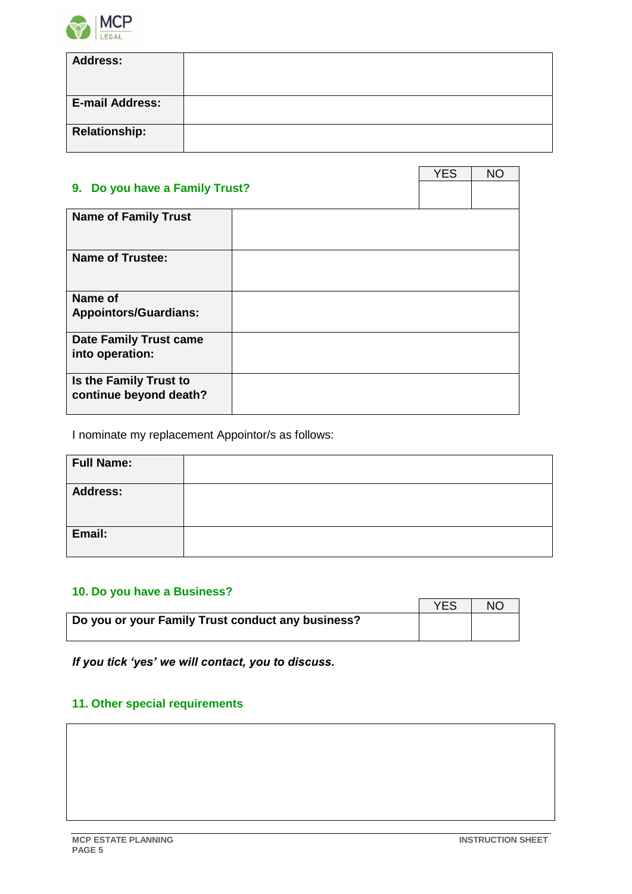| Address: | |
|---|---|
| E-mail Address: | |
| Relationship: | |

## 9. Do you have a Family Trust?

| | YES | NO |
|---|---|---|
| 9. Do you have a Family Trust? | | |

| Name of Family Trust | |
|---|---|
| Name of Trustee: | |
| Name of Appointors/Guardians: | |
| Date Family Trust came into operation: | |
| Is the Family Trust to continue beyond death? | |

I nominate my replacement Appointor/s as follows:

| Full Name: | |
|---|---|
| Address: | |
| Email: | |

## 10. Do you have a Business?

| | YES | NO |
|---|---|---|
| Do you or your Family Trust conduct any business? | | |

***If you tick 'yes' we will contact, you to discuss.***

## 11. Other special requirements

| |
|---|
| |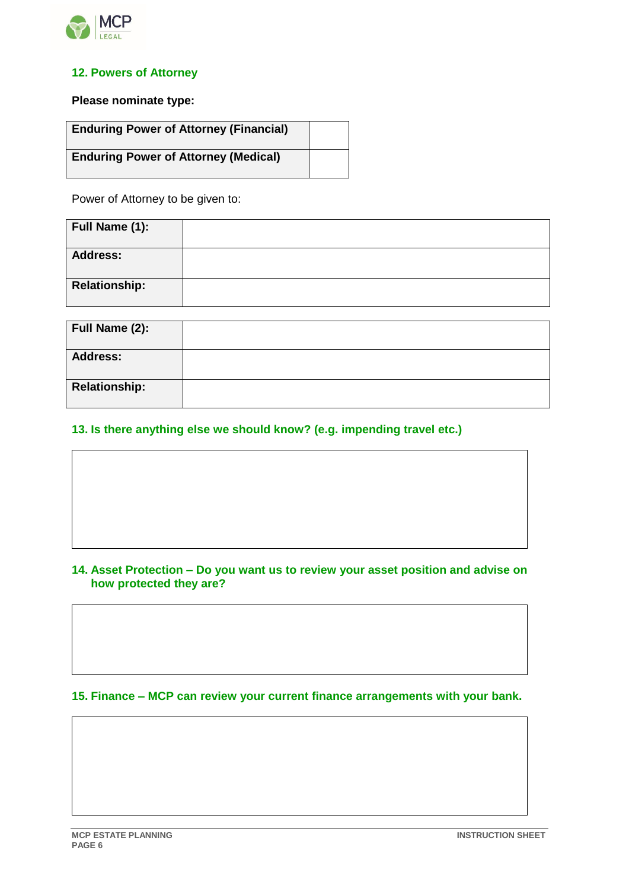## 12. Powers of Attorney

**Please nominate type:**

| **Enduring Power of Attorney (Financial)** | |
|---|---|
| **Enduring Power of Attorney (Medical)** | |

Power of Attorney to be given to:

| **Full Name (1):** | |
|---|---|
| **Address:** | |
| **Relationship:** | |

| **Full Name (2):** | |
|---|---|
| **Address:** | |
| **Relationship:** | |

## 13. Is there anything else we should know? (e.g. impending travel etc.)

## 14. Asset Protection – Do you want us to review your asset position and advise on how protected they are?

## 15. Finance – MCP can review your current finance arrangements with your bank.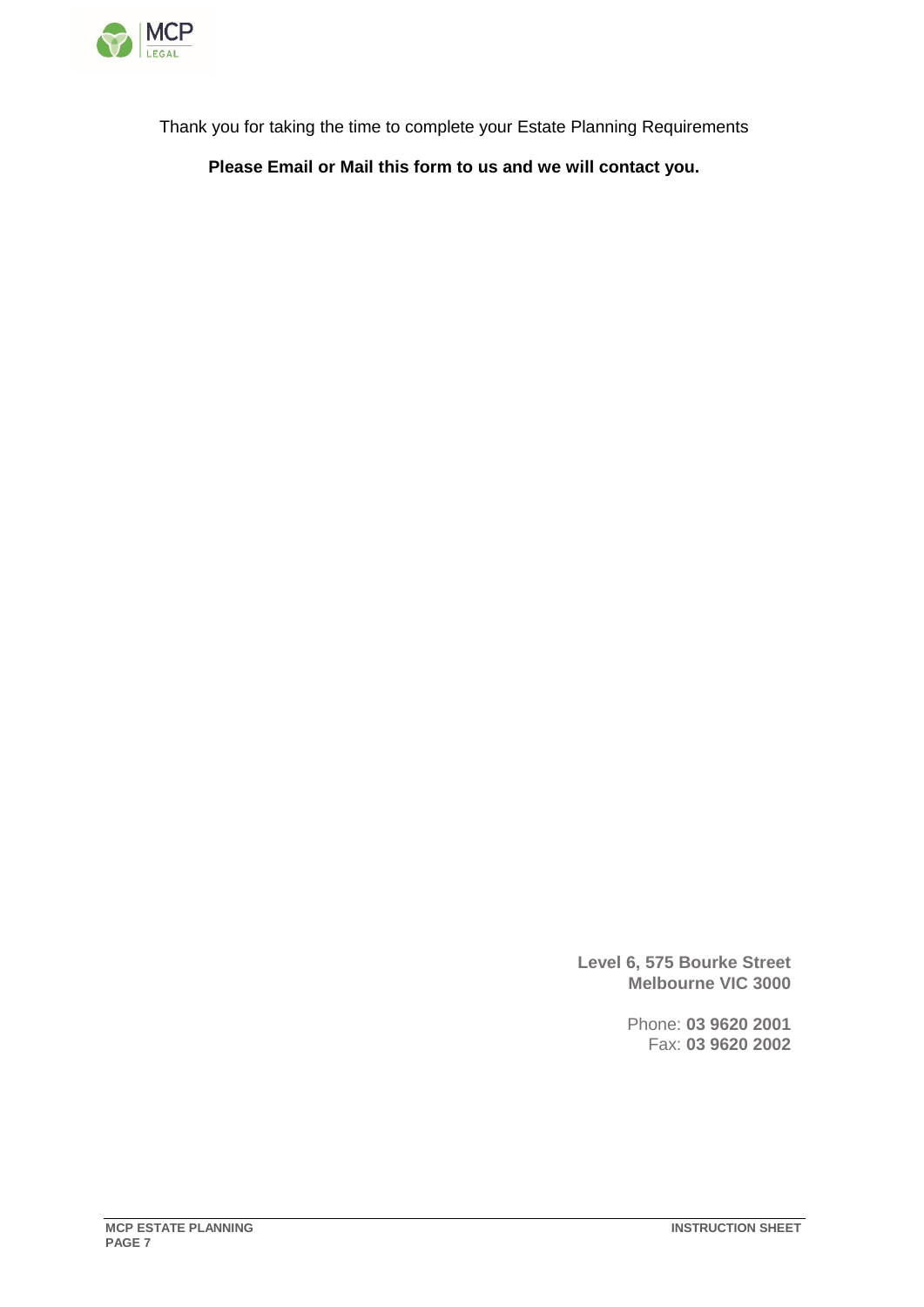Thank you for taking the time to complete your Estate Planning Requirements

**Please Email or Mail this form to us and we will contact you.**

**Level 6, 575 Bourke Street**
**Melbourne VIC 3000**

Phone: **03 9620 2001**
Fax: **03 9620 2002**